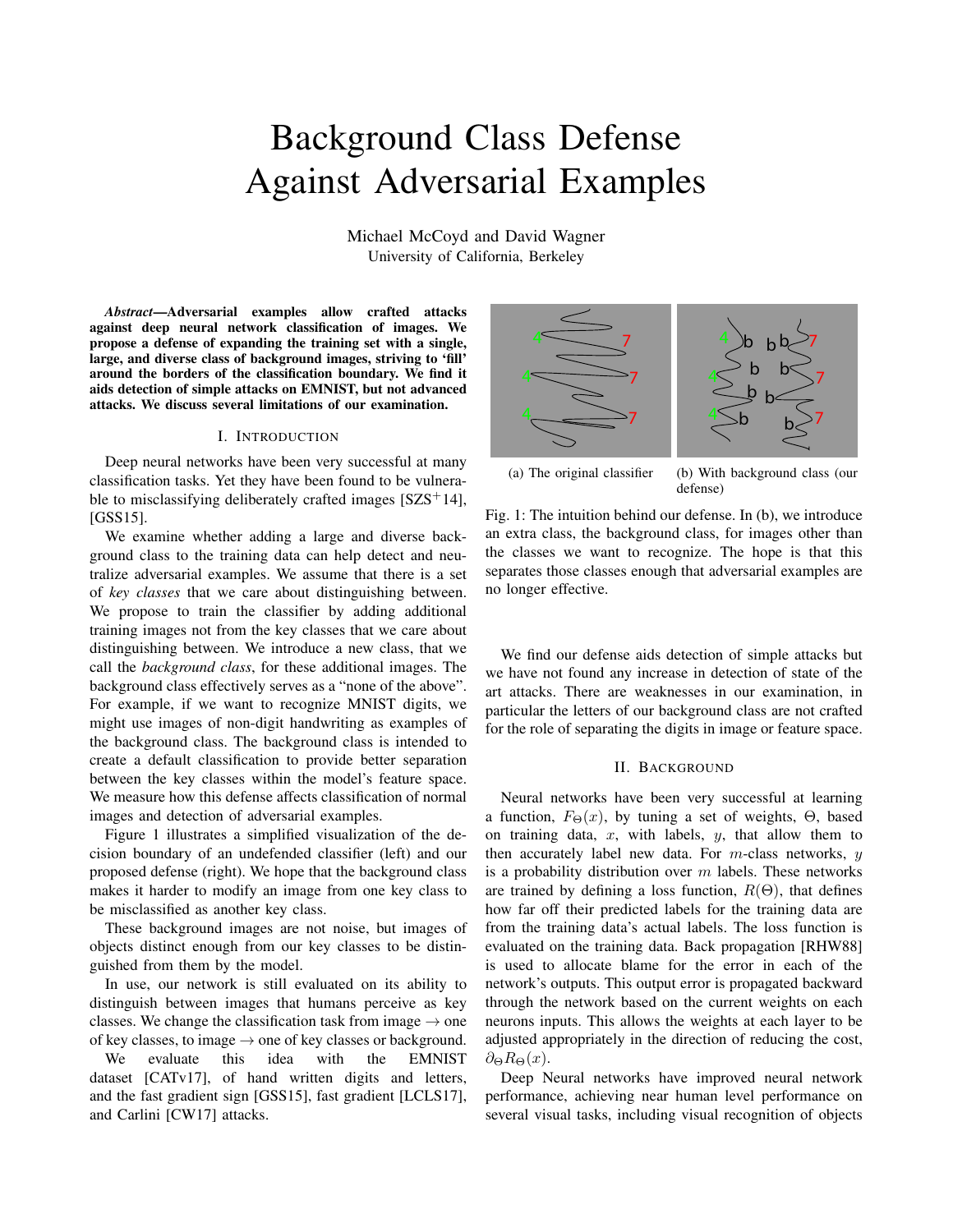# Background Class Defense Against Adversarial Examples

Michael McCoyd and David Wagner
University of California, Berkeley

***Abstract*—Adversarial examples allow crafted attacks against deep neural network classification of images. We propose a defense of expanding the training set with a single, large, and diverse class of background images, striving to 'fill' around the borders of the classification boundary. We find it aids detection of simple attacks on EMNIST, but not advanced attacks. We discuss several limitations of our examination.**

## I. Introduction

Deep neural networks have been very successful at many classification tasks. Yet they have been found to be vulnerable to misclassifying deliberately crafted images [SZS+14], [GSS15].

We examine whether adding a large and diverse background class to the training data can help detect and neutralize adversarial examples. We assume that there is a set of *key classes* that we care about distinguishing between. We propose to train the classifier by adding additional training images not from the key classes that we care about distinguishing between. We introduce a new class, that we call the *background class*, for these additional images. The background class effectively serves as a "none of the above". For example, if we want to recognize MNIST digits, we might use images of non-digit handwriting as examples of the background class. The background class is intended to create a default classification to provide better separation between the key classes within the model's feature space. We measure how this defense affects classification of normal images and detection of adversarial examples.

Figure 1 illustrates a simplified visualization of the decision boundary of an undefended classifier (left) and our proposed defense (right). We hope that the background class makes it harder to modify an image from one key class to be misclassified as another key class.

These background images are not noise, but images of objects distinct enough from our key classes to be distinguished from them by the model.

In use, our network is still evaluated on its ability to distinguish between images that humans perceive as key classes. We change the classification task from image → one of key classes, to image → one of key classes or background.

We evaluate this idea with the EMNIST dataset [CATv17], of hand written digits and letters, and the fast gradient sign [GSS15], fast gradient [LCLS17], and Carlini [CW17] attacks.

(a) The original classifier

(b) With background class (our defense)

Fig. 1: The intuition behind our defense. In (b), we introduce an extra class, the background class, for images other than the classes we want to recognize. The hope is that this separates those classes enough that adversarial examples are no longer effective.

We find our defense aids detection of simple attacks but we have not found any increase in detection of state of the art attacks. There are weaknesses in our examination, in particular the letters of our background class are not crafted for the role of separating the digits in image or feature space.

## II. Background

Neural networks have been very successful at learning a function, $F_\Theta(x)$, by tuning a set of weights, $\Theta$, based on training data, $x$, with labels, $y$, that allow them to then accurately label new data. For $m$-class networks, $y$ is a probability distribution over $m$ labels. These networks are trained by defining a loss function, $R(\Theta)$, that defines how far off their predicted labels for the training data are from the training data's actual labels. The loss function is evaluated on the training data. Back propagation [RHW88] is used to allocate blame for the error in each of the network's outputs. This output error is propagated backward through the network based on the current weights on each neurons inputs. This allows the weights at each layer to be adjusted appropriately in the direction of reducing the cost, $\partial_\Theta R_\Theta(x)$.

Deep Neural networks have improved neural network performance, achieving near human level performance on several visual tasks, including visual recognition of objects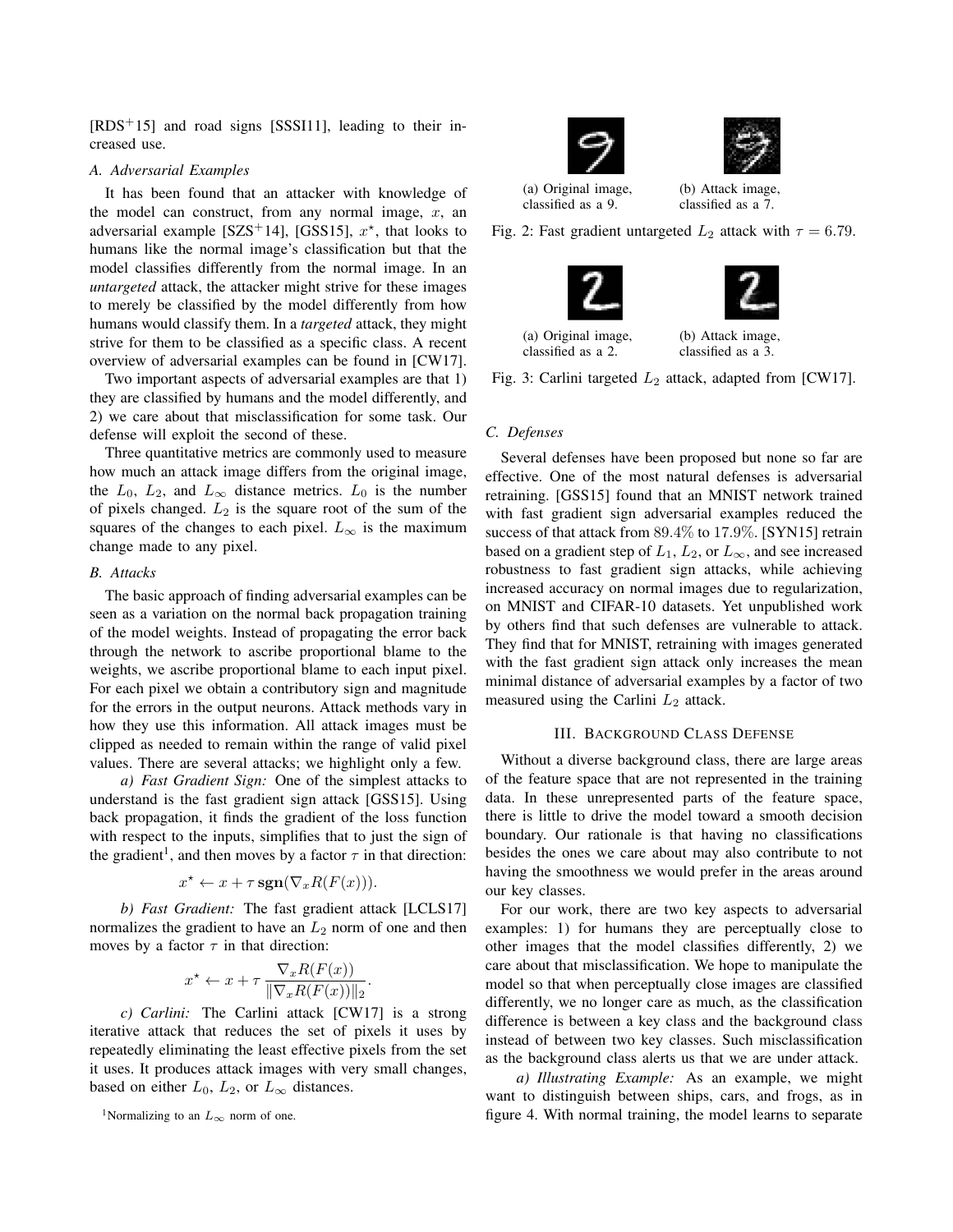[RDS+15] and road signs [SSSI11], leading to their increased use.

### A. Adversarial Examples

It has been found that an attacker with knowledge of the model can construct, from any normal image, $x$, an adversarial example [SZS+14], [GSS15], $x^\star$, that looks to humans like the normal image's classification but that the model classifies differently from the normal image. In an *untargeted* attack, the attacker might strive for these images to merely be classified by the model differently from how humans would classify them. In a *targeted* attack, they might strive for them to be classified as a specific class. A recent overview of adversarial examples can be found in [CW17].

Two important aspects of adversarial examples are that 1) they are classified by humans and the model differently, and 2) we care about that misclassification for some task. Our defense will exploit the second of these.

Three quantitative metrics are commonly used to measure how much an attack image differs from the original image, the $L_0$, $L_2$, and $L_\infty$ distance metrics. $L_0$ is the number of pixels changed. $L_2$ is the square root of the sum of the squares of the changes to each pixel. $L_\infty$ is the maximum change made to any pixel.

### B. Attacks

The basic approach of finding adversarial examples can be seen as a variation on the normal back propagation training of the model weights. Instead of propagating the error back through the network to ascribe proportional blame to the weights, we ascribe proportional blame to each input pixel. For each pixel we obtain a contributory sign and magnitude for the errors in the output neurons. Attack methods vary in how they use this information. All attack images must be clipped as needed to remain within the range of valid pixel values. There are several attacks; we highlight only a few.

*a) Fast Gradient Sign:* One of the simplest attacks to understand is the fast gradient sign attack [GSS15]. Using back propagation, it finds the gradient of the loss function with respect to the inputs, simplifies that to just the sign of the gradient[1], and then moves by a factor $\tau$ in that direction:

$$x^\star \leftarrow x + \tau\,\mathbf{sgn}(\nabla_x R(F(x))).$$

*b) Fast Gradient:* The fast gradient attack [LCLS17] normalizes the gradient to have an $L_2$ norm of one and then moves by a factor $\tau$ in that direction:

$$x^\star \leftarrow x + \tau\,\frac{\nabla_x R(F(x))}{\|\nabla_x R(F(x))\|_2}.$$

*c) Carlini:* The Carlini attack [CW17] is a strong iterative attack that reduces the set of pixels it uses by repeatedly eliminating the least effective pixels from the set it uses. It produces attack images with very small changes, based on either $L_0$, $L_2$, or $L_\infty$ distances.

[1] Normalizing to an $L_\infty$ norm of one.

(a) Original image, classified as a 9. (b) Attack image, classified as a 7.

Fig. 2: Fast gradient untargeted $L_2$ attack with $\tau = 6.79$.

(a) Original image, classified as a 2. (b) Attack image, classified as a 3.

Fig. 3: Carlini targeted $L_2$ attack, adapted from [CW17].

### C. Defenses

Several defenses have been proposed but none so far are effective. One of the most natural defenses is adversarial retraining. [GSS15] found that an MNIST network trained with fast gradient sign adversarial examples reduced the success of that attack from 89.4% to 17.9%. [SYN15] retrain based on a gradient step of $L_1$, $L_2$, or $L_\infty$, and see increased robustness to fast gradient sign attacks, while achieving increased accuracy on normal images due to regularization, on MNIST and CIFAR-10 datasets. Yet unpublished work by others find that such defenses are vulnerable to attack. They find that for MNIST, retraining with images generated with the fast gradient sign attack only increases the mean minimal distance of adversarial examples by a factor of two measured using the Carlini $L_2$ attack.

## III. Background Class Defense

Without a diverse background class, there are large areas of the feature space that are not represented in the training data. In these unrepresented parts of the feature space, there is little to drive the model toward a smooth decision boundary. Our rationale is that having no classifications besides the ones we care about may also contribute to not having the smoothness we would prefer in the areas around our key classes.

For our work, there are two key aspects to adversarial examples: 1) for humans they are perceptually close to other images that the model classifies differently, 2) we care about that misclassification. We hope to manipulate the model so that when perceptually close images are classified differently, we no longer care as much, as the classification difference is between a key class and the background class instead of between two key classes. Such misclassification as the background class alerts us that we are under attack.

*a) Illustrating Example:* As an example, we might want to distinguish between ships, cars, and frogs, as in figure 4. With normal training, the model learns to separate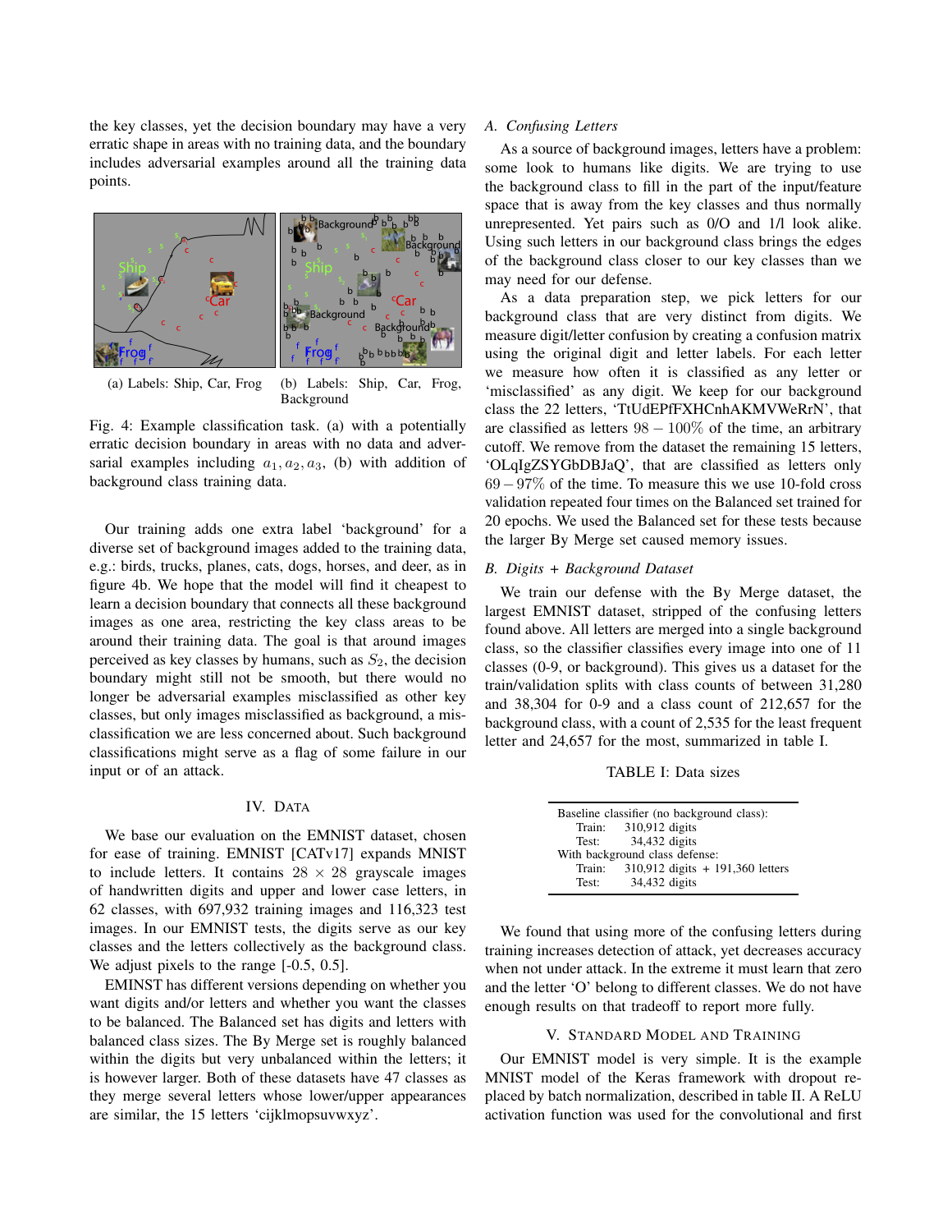the key classes, yet the decision boundary may have a very erratic shape in areas with no training data, and the boundary includes adversarial examples around all the training data points.

(a) Labels: Ship, Car, Frog

(b) Labels: Ship, Car, Frog, Background

Fig. 4: Example classification task. (a) with a potentially erratic decision boundary in areas with no data and adversarial examples including $a_1, a_2, a_3$, (b) with addition of background class training data.

Our training adds one extra label 'background' for a diverse set of background images added to the training data, e.g.: birds, trucks, planes, cats, dogs, horses, and deer, as in figure 4b. We hope that the model will find it cheapest to learn a decision boundary that connects all these background images as one area, restricting the key class areas to be around their training data. The goal is that around images perceived as key classes by humans, such as $S_2$, the decision boundary might still not be smooth, but there would no longer be adversarial examples misclassified as other key classes, but only images misclassified as background, a misclassification we are less concerned about. Such background classifications might serve as a flag of some failure in our input or of an attack.

## IV. Data

We base our evaluation on the EMNIST dataset, chosen for ease of training. EMNIST [CATv17] expands MNIST to include letters. It contains $28 \times 28$ grayscale images of handwritten digits and upper and lower case letters, in 62 classes, with 697,932 training images and 116,323 test images. In our EMNIST tests, the digits serve as our key classes and the letters collectively as the background class. We adjust pixels to the range [-0.5, 0.5].

EMINST has different versions depending on whether you want digits and/or letters and whether you want the classes to be balanced. The Balanced set has digits and letters with balanced class sizes. The By Merge set is roughly balanced within the digits but very unbalanced within the letters; it is however larger. Both of these datasets have 47 classes as they merge several letters whose lower/upper appearances are similar, the 15 letters 'cijklmopsuvwxyz'.

### A. Confusing Letters

As a source of background images, letters have a problem: some look to humans like digits. We are trying to use the background class to fill in the part of the input/feature space that is away from the key classes and thus normally unrepresented. Yet pairs such as 0/O and 1/l look alike. Using such letters in our background class brings the edges of the background class closer to our key classes than we may need for our defense.

As a data preparation step, we pick letters for our background class that are very distinct from digits. We measure digit/letter confusion by creating a confusion matrix using the original digit and letter labels. For each letter we measure how often it is classified as any letter or 'misclassified' as any digit. We keep for our background class the 22 letters, 'TtUdEPfFXHCnhAKMVWeRrN', that are classified as letters $98 - 100\%$ of the time, an arbitrary cutoff. We remove from the dataset the remaining 15 letters, 'OLqIgZSYGbDBJaQ', that are classified as letters only $69 - 97\%$ of the time. To measure this we use 10-fold cross validation repeated four times on the Balanced set trained for 20 epochs. We used the Balanced set for these tests because the larger By Merge set caused memory issues.

### B. Digits + Background Dataset

We train our defense with the By Merge dataset, the largest EMNIST dataset, stripped of the confusing letters found above. All letters are merged into a single background class, so the classifier classifies every image into one of 11 classes (0-9, or background). This gives us a dataset for the train/validation splits with class counts of between 31,280 and 38,304 for 0-9 and a class count of 212,657 for the background class, with a count of 2,535 for the least frequent letter and 24,657 for the most, summarized in table I.

TABLE I: Data sizes

| | |
|---|---|
| Baseline classifier (no background class): | |
| Train: | 310,912 digits |
| Test: | 34,432 digits |
| With background class defense: | |
| Train: | 310,912 digits + 191,360 letters |
| Test: | 34,432 digits |

We found that using more of the confusing letters during training increases detection of attack, yet decreases accuracy when not under attack. In the extreme it must learn that zero and the letter 'O' belong to different classes. We do not have enough results on that tradeoff to report more fully.

## V. Standard Model and Training

Our EMNIST model is very simple. It is the example MNIST model of the Keras framework with dropout replaced by batch normalization, described in table II. A ReLU activation function was used for the convolutional and first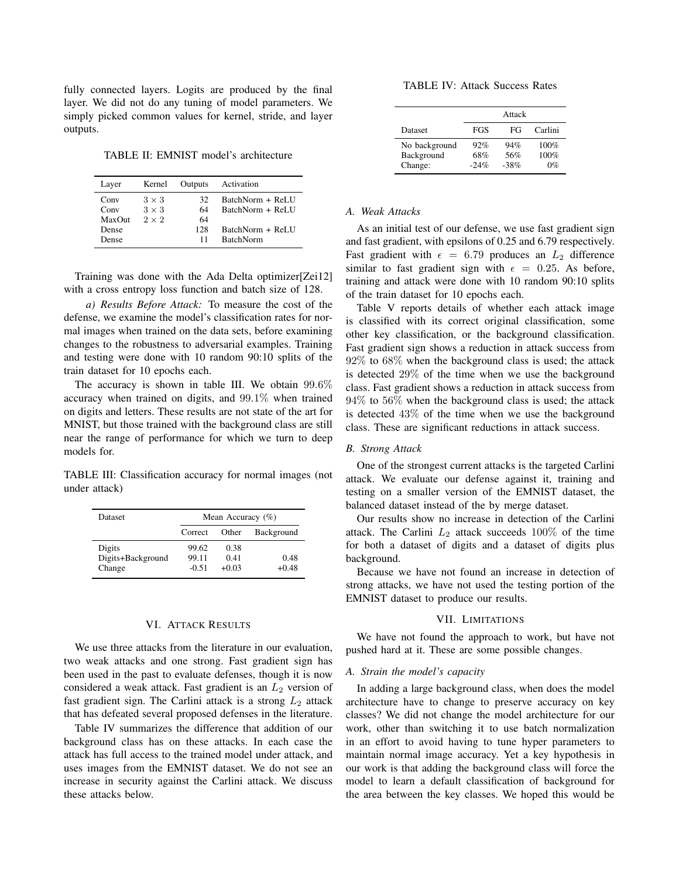fully connected layers. Logits are produced by the final layer. We did not do any tuning of model parameters. We simply picked common values for kernel, stride, and layer outputs.

TABLE II: EMNIST model's architecture

| Layer | Kernel | Outputs | Activation |
|---|---|---|---|
| Conv | $3 \times 3$ | 32 | BatchNorm + ReLU |
| Conv | $3 \times 3$ | 64 | BatchNorm + ReLU |
| MaxOut | $2 \times 2$ | 64 | |
| Dense | | 128 | BatchNorm + ReLU |
| Dense | | 11 | BatchNorm |

Training was done with the Ada Delta optimizer[Zei12] with a cross entropy loss function and batch size of 128.

*a) Results Before Attack:* To measure the cost of the defense, we examine the model's classification rates for normal images when trained on the data sets, before examining changes to the robustness to adversarial examples. Training and testing were done with 10 random 90:10 splits of the train dataset for 10 epochs each.

The accuracy is shown in table III. We obtain $99.6\%$ accuracy when trained on digits, and $99.1\%$ when trained on digits and letters. These results are not state of the art for MNIST, but those trained with the background class are still near the range of performance for which we turn to deep models for.

TABLE III: Classification accuracy for normal images (not under attack)

| Dataset | Mean Accuracy (%) | | |
|---|---|---|---|
| | Correct | Other | Background |
| Digits | 99.62 | 0.38 | |
| Digits+Background | 99.11 | 0.41 | 0.48 |
| Change | -0.51 | +0.03 | +0.48 |

## VI. Attack Results

We use three attacks from the literature in our evaluation, two weak attacks and one strong. Fast gradient sign has been used in the past to evaluate defenses, though it is now considered a weak attack. Fast gradient is an $L_2$ version of fast gradient sign. The Carlini attack is a strong $L_2$ attack that has defeated several proposed defenses in the literature.

Table IV summarizes the difference that addition of our background class has on these attacks. In each case the attack has full access to the trained model under attack, and uses images from the EMNIST dataset. We do not see an increase in security against the Carlini attack. We discuss these attacks below.

TABLE IV: Attack Success Rates

| Dataset | Attack | | |
|---|---|---|---|
| | FGS | FG | Carlini |
| No background | 92% | 94% | 100% |
| Background | 68% | 56% | 100% |
| Change: | -24% | -38% | 0% |

### A. Weak Attacks

As an initial test of our defense, we use fast gradient sign and fast gradient, with epsilons of 0.25 and 6.79 respectively. Fast gradient with $\epsilon = 6.79$ produces an $L_2$ difference similar to fast gradient sign with $\epsilon = 0.25$. As before, training and attack were done with 10 random 90:10 splits of the train dataset for 10 epochs each.

Table V reports details of whether each attack image is classified with its correct original classification, some other key classification, or the background classification. Fast gradient sign shows a reduction in attack success from $92\%$ to $68\%$ when the background class is used; the attack is detected $29\%$ of the time when we use the background class. Fast gradient shows a reduction in attack success from $94\%$ to $56\%$ when the background class is used; the attack is detected $43\%$ of the time when we use the background class. These are significant reductions in attack success.

### B. Strong Attack

One of the strongest current attacks is the targeted Carlini attack. We evaluate our defense against it, training and testing on a smaller version of the EMNIST dataset, the balanced dataset instead of the by merge dataset.

Our results show no increase in detection of the Carlini attack. The Carlini $L_2$ attack succeeds $100\%$ of the time for both a dataset of digits and a dataset of digits plus background.

Because we have not found an increase in detection of strong attacks, we have not used the testing portion of the EMNIST dataset to produce our results.

## VII. Limitations

We have not found the approach to work, but have not pushed hard at it. These are some possible changes.

### A. Strain the model's capacity

In adding a large background class, when does the model architecture have to change to preserve accuracy on key classes? We did not change the model architecture for our work, other than switching it to use batch normalization in an effort to avoid having to tune hyper parameters to maintain normal image accuracy. Yet a key hypothesis in our work is that adding the background class will force the model to learn a default classification of background for the area between the key classes. We hoped this would be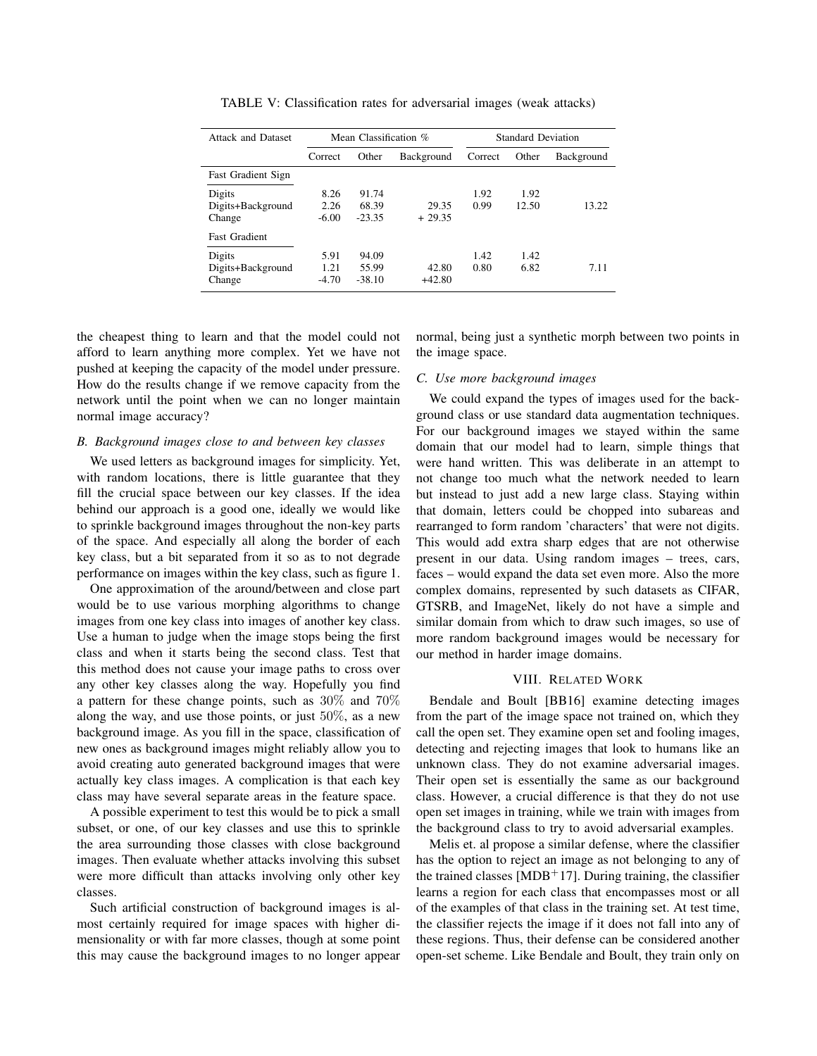TABLE V: Classification rates for adversarial images (weak attacks)

| Attack and Dataset | Mean Classification % | | | Standard Deviation | | |
|---|---|---|---|---|---|---|
| | Correct | Other | Background | Correct | Other | Background |
| Fast Gradient Sign | | | | | | |
| Digits | 8.26 | 91.74 | | 1.92 | 1.92 | |
| Digits+Background | 2.26 | 68.39 | 29.35 | 0.99 | 12.50 | 13.22 |
| Change | -6.00 | -23.35 | + 29.35 | | | |
| Fast Gradient | | | | | | |
| Digits | 5.91 | 94.09 | | 1.42 | 1.42 | |
| Digits+Background | 1.21 | 55.99 | 42.80 | 0.80 | 6.82 | 7.11 |
| Change | -4.70 | -38.10 | +42.80 | | | |

the cheapest thing to learn and that the model could not afford to learn anything more complex. Yet we have not pushed at keeping the capacity of the model under pressure. How do the results change if we remove capacity from the network until the point when we can no longer maintain normal image accuracy?

### B. Background images close to and between key classes

We used letters as background images for simplicity. Yet, with random locations, there is little guarantee that they fill the crucial space between our key classes. If the idea behind our approach is a good one, ideally we would like to sprinkle background images throughout the non-key parts of the space. And especially all along the border of each key class, but a bit separated from it so as to not degrade performance on images within the key class, such as figure 1.

One approximation of the around/between and close part would be to use various morphing algorithms to change images from one key class into images of another key class. Use a human to judge when the image stops being the first class and when it starts being the second class. Test that this method does not cause your image paths to cross over any other key classes along the way. Hopefully you find a pattern for these change points, such as $30\%$ and $70\%$ along the way, and use those points, or just $50\%$, as a new background image. As you fill in the space, classification of new ones as background images might reliably allow you to avoid creating auto generated background images that were actually key class images. A complication is that each key class may have several separate areas in the feature space.

A possible experiment to test this would be to pick a small subset, or one, of our key classes and use this to sprinkle the area surrounding those classes with close background images. Then evaluate whether attacks involving this subset were more difficult than attacks involving only other key classes.

Such artificial construction of background images is almost certainly required for image spaces with higher dimensionality or with far more classes, though at some point this may cause the background images to no longer appear normal, being just a synthetic morph between two points in the image space.

### C. Use more background images

We could expand the types of images used for the background class or use standard data augmentation techniques. For our background images we stayed within the same domain that our model had to learn, simple things that were hand written. This was deliberate in an attempt to not change too much what the network needed to learn but instead to just add a new large class. Staying within that domain, letters could be chopped into subareas and rearranged to form random 'characters' that were not digits. This would add extra sharp edges that are not otherwise present in our data. Using random images – trees, cars, faces – would expand the data set even more. Also the more complex domains, represented by such datasets as CIFAR, GTSRB, and ImageNet, likely do not have a simple and similar domain from which to draw such images, so use of more random background images would be necessary for our method in harder image domains.

## VIII. Related Work

Bendale and Boult [BB16] examine detecting images from the part of the image space not trained on, which they call the open set. They examine open set and fooling images, detecting and rejecting images that look to humans like an unknown class. They do not examine adversarial images. Their open set is essentially the same as our background class. However, a crucial difference is that they do not use open set images in training, while we train with images from the background class to try to avoid adversarial examples.

Melis et. al propose a similar defense, where the classifier has the option to reject an image as not belonging to any of the trained classes [MDB+17]. During training, the classifier learns a region for each class that encompasses most or all of the examples of that class in the training set. At test time, the classifier rejects the image if it does not fall into any of these regions. Thus, their defense can be considered another open-set scheme. Like Bendale and Boult, they train only on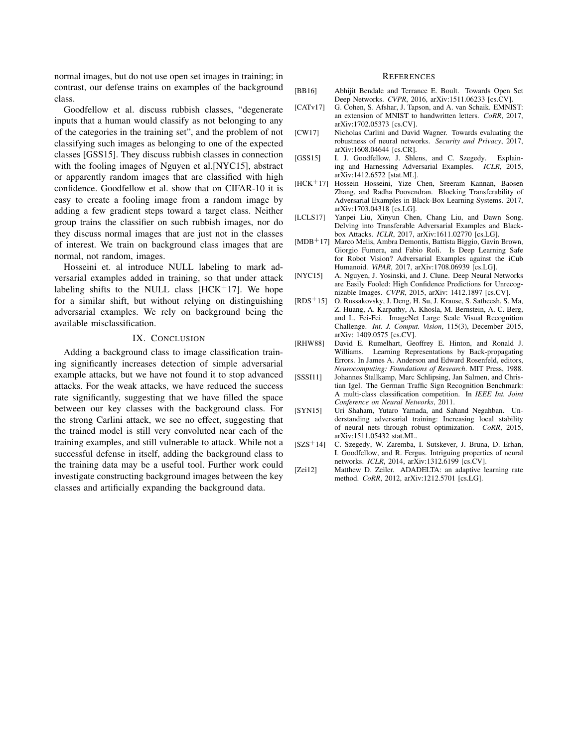normal images, but do not use open set images in training; in contrast, our defense trains on examples of the background class.

Goodfellow et al. discuss rubbish classes, "degenerate inputs that a human would classify as not belonging to any of the categories in the training set", and the problem of not classifying such images as belonging to one of the expected classes [GSS15]. They discuss rubbish classes in connection with the fooling images of Nguyen et al.[NYC15], abstract or apparently random images that are classified with high confidence. Goodfellow et al. show that on CIFAR-10 it is easy to create a fooling image from a random image by adding a few gradient steps toward a target class. Neither group trains the classifier on such rubbish images, nor do they discuss normal images that are just not in the classes of interest. We train on background class images that are normal, not random, images.

Hosseini et. al introduce NULL labeling to mark adversarial examples added in training, so that under attack labeling shifts to the NULL class [HCK+17]. We hope for a similar shift, but without relying on distinguishing adversarial examples. We rely on background being the available misclassification.

## IX. Conclusion

Adding a background class to image classification training significantly increases detection of simple adversarial example attacks, but we have not found it to stop advanced attacks. For the weak attacks, we have reduced the success rate significantly, suggesting that we have filled the space between our key classes with the background class. For the strong Carlini attack, we see no effect, suggesting that the trained model is still very convoluted near each of the training examples, and still vulnerable to attack. While not a successful defense in itself, adding the background class to the training data may be a useful tool. Further work could investigate constructing background images between the key classes and artificially expanding the background data.

## References

[BB16] Abhijit Bendale and Terrance E. Boult. Towards Open Set Deep Networks. *CVPR*, 2016, arXiv:1511.06233 [cs.CV].

[CATv17] G. Cohen, S. Afshar, J. Tapson, and A. van Schaik. EMNIST: an extension of MNIST to handwritten letters. *CoRR*, 2017, arXiv:1702.05373 [cs.CV].

[CW17] Nicholas Carlini and David Wagner. Towards evaluating the robustness of neural networks. *Security and Privacy*, 2017, arXiv:1608.04644 [cs.CR].

[GSS15] I. J. Goodfellow, J. Shlens, and C. Szegedy. Explaining and Harnessing Adversarial Examples. *ICLR*, 2015, arXiv:1412.6572 [stat.ML].

[HCK+17] Hossein Hosseini, Yize Chen, Sreeram Kannan, Baosen Zhang, and Radha Poovendran. Blocking Transferability of Adversarial Examples in Black-Box Learning Systems. 2017, arXiv:1703.04318 [cs.LG].

[LCLS17] Yanpei Liu, Xinyun Chen, Chang Liu, and Dawn Song. Delving into Transferable Adversarial Examples and Black-box Attacks. *ICLR*, 2017, arXiv:1611.02770 [cs.LG].

[MDB+17] Marco Melis, Ambra Demontis, Battista Biggio, Gavin Brown, Giorgio Fumera, and Fabio Roli. Is Deep Learning Safe for Robot Vision? Adversarial Examples against the iCub Humanoid. *ViPAR*, 2017, arXiv:1708.06939 [cs.LG].

[NYC15] A. Nguyen, J. Yosinski, and J. Clune. Deep Neural Networks are Easily Fooled: High Confidence Predictions for Unrecognizable Images. *CVPR*, 2015, arXiv: 1412.1897 [cs.CV].

[RDS+15] O. Russakovsky, J. Deng, H. Su, J. Krause, S. Satheesh, S. Ma, Z. Huang, A. Karpathy, A. Khosla, M. Bernstein, A. C. Berg, and L. Fei-Fei. ImageNet Large Scale Visual Recognition Challenge. *Int. J. Comput. Vision*, 115(3), December 2015, arXiv: 1409.0575 [cs.CV].

[RHW88] David E. Rumelhart, Geoffrey E. Hinton, and Ronald J. Williams. Learning Representations by Back-propagating Errors. In James A. Anderson and Edward Rosenfeld, editors, *Neurocomputing: Foundations of Research*. MIT Press, 1988.

[SSSI11] Johannes Stallkamp, Marc Schlipsing, Jan Salmen, and Christian Igel. The German Traffic Sign Recognition Benchmark: A multi-class classification competition. In *IEEE Int. Joint Conference on Neural Networks*, 2011.

[SYN15] Uri Shaham, Yutaro Yamada, and Sahand Negahban. Understanding adversarial training: Increasing local stability of neural nets through robust optimization. *CoRR*, 2015, arXiv:1511.05432 stat.ML.

[SZS+14] C. Szegedy, W. Zaremba, I. Sutskever, J. Bruna, D. Erhan, I. Goodfellow, and R. Fergus. Intriguing properties of neural networks. *ICLR*, 2014, arXiv:1312.6199 [cs.CV].

[Zei12] Matthew D. Zeiler. ADADELTA: an adaptive learning rate method. *CoRR*, 2012, arXiv:1212.5701 [cs.LG].